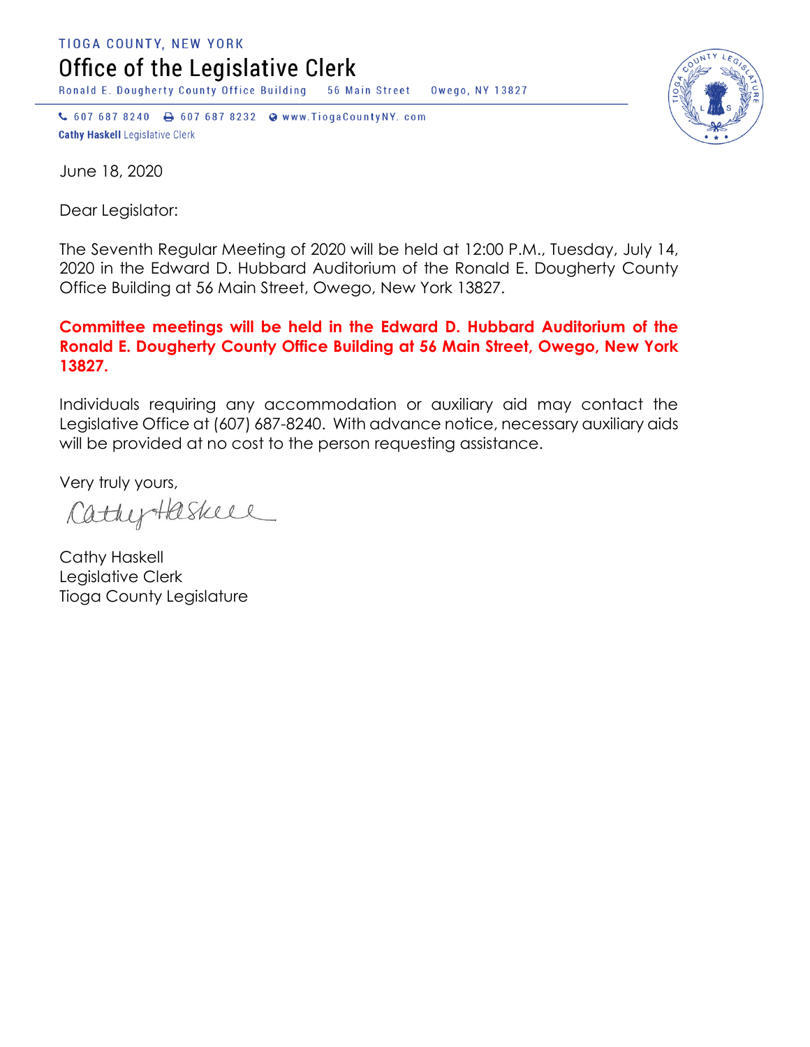TIOGA COUNTY, NEW YORK

# Office of the Legislative Clerk

Ronald E. Dougherty County Office Building 56 Main Street Owego, NY 13827

607 687 8240 607 687 8232 www.TiogaCountyNY. com

**Cathy Haskell** Legislative Clerk

June 18, 2020

Dear Legislator:

The Seventh Regular Meeting of 2020 will be held at 12:00 P.M., Tuesday, July 14, 2020 in the Edward D. Hubbard Auditorium of the Ronald E. Dougherty County Office Building at 56 Main Street, Owego, New York 13827.

**Committee meetings will be held in the Edward D. Hubbard Auditorium of the Ronald E. Dougherty County Office Building at 56 Main Street, Owego, New York 13827.**

Individuals requiring any accommodation or auxiliary aid may contact the Legislative Office at (607) 687-8240. With advance notice, necessary auxiliary aids will be provided at no cost to the person requesting assistance.

Very truly yours,

Cathy Haskell

Cathy Haskell
Legislative Clerk
Tioga County Legislature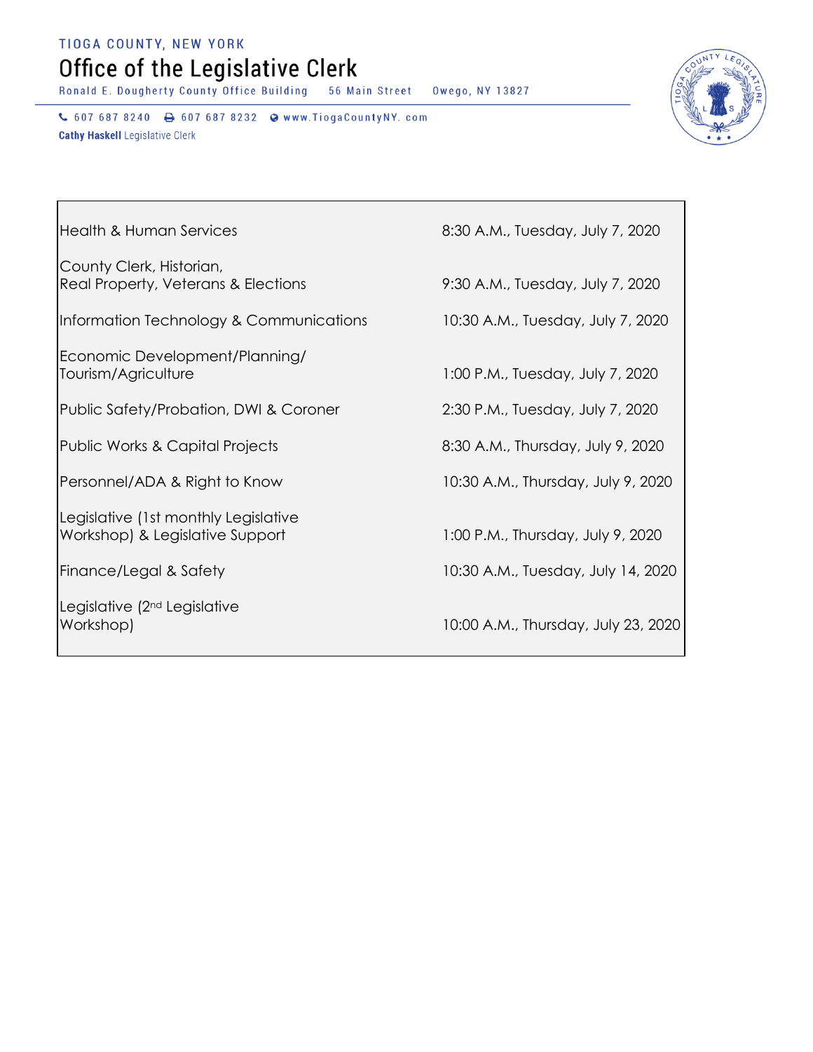TIOGA COUNTY, NEW YORK

# Office of the Legislative Clerk

Ronald E. Dougherty County Office Building 56 Main Street Owego, NY 13827

607 687 8240 607 687 8232 www.TiogaCountyNY. com

**Cathy Haskell** Legislative Clerk

| | |
|---|---|
| Health & Human Services | 8:30 A.M., Tuesday, July 7, 2020 |
| County Clerk, Historian, Real Property, Veterans & Elections | 9:30 A.M., Tuesday, July 7, 2020 |
| Information Technology & Communications | 10:30 A.M., Tuesday, July 7, 2020 |
| Economic Development/Planning/ Tourism/Agriculture | 1:00 P.M., Tuesday, July 7, 2020 |
| Public Safety/Probation, DWI & Coroner | 2:30 P.M., Tuesday, July 7, 2020 |
| Public Works & Capital Projects | 8:30 A.M., Thursday, July 9, 2020 |
| Personnel/ADA & Right to Know | 10:30 A.M., Thursday, July 9, 2020 |
| Legislative (1st monthly Legislative Workshop) & Legislative Support | 1:00 P.M., Thursday, July 9, 2020 |
| Finance/Legal & Safety | 10:30 A.M., Tuesday, July 14, 2020 |
| Legislative (2nd Legislative Workshop) | 10:00 A.M., Thursday, July 23, 2020 |